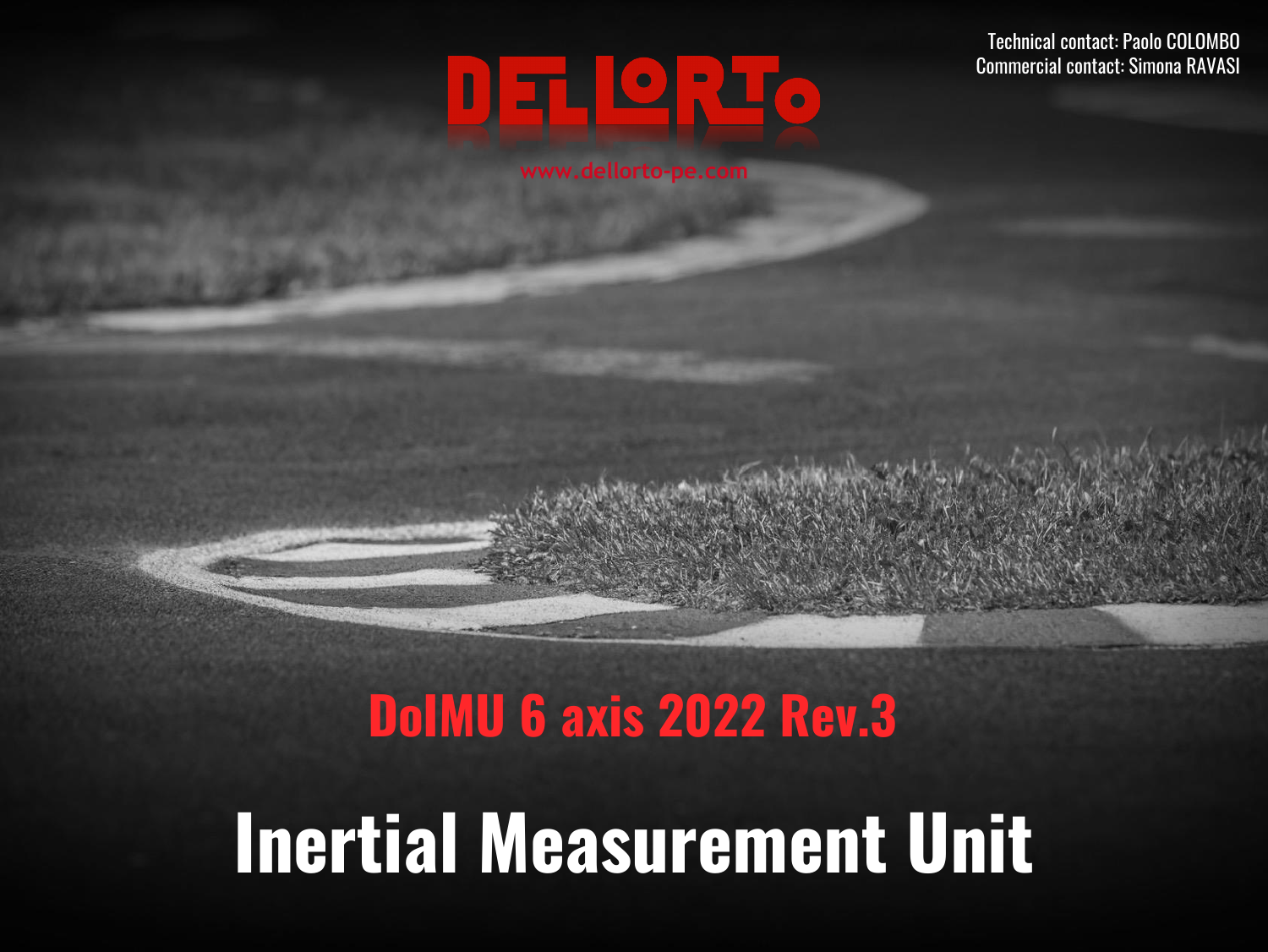Technical contact: Paolo COLOMBO
Commercial contact: Simona RAVASI

DELLORTO

www.dellorto-pe.com

## DolMU 6 axis 2022 Rev.3

# Inertial Measurement Unit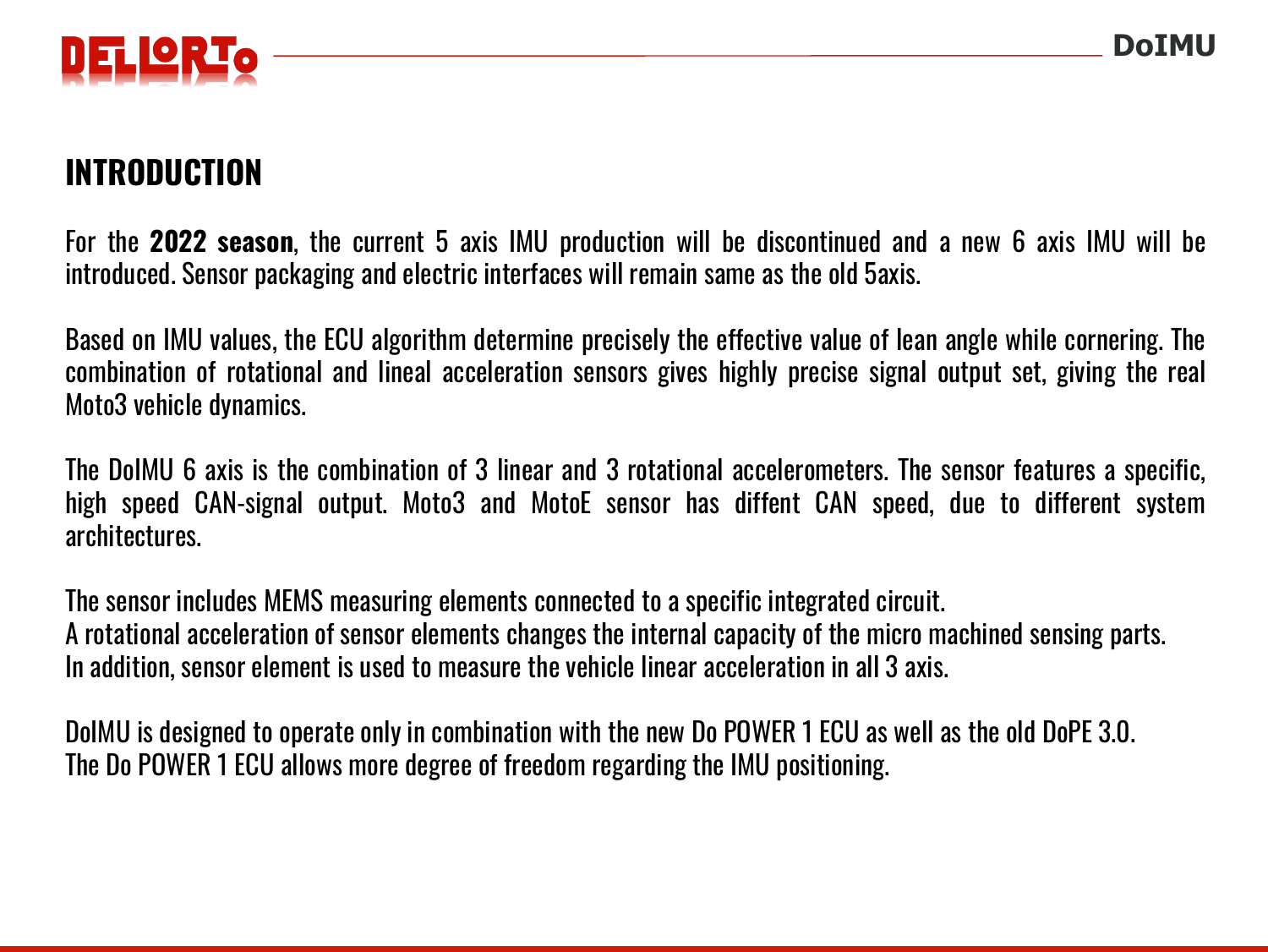# INTRODUCTION

For the **2022 season**, the current 5 axis IMU production will be discontinued and a new 6 axis IMU will be introduced. Sensor packaging and electric interfaces will remain same as the old 5axis.

Based on IMU values, the ECU algorithm determine precisely the effective value of lean angle while cornering. The combination of rotational and lineal acceleration sensors gives highly precise signal output set, giving the real Moto3 vehicle dynamics.

The DoIMU 6 axis is the combination of 3 linear and 3 rotational accelerometers. The sensor features a specific, high speed CAN-signal output. Moto3 and MotoE sensor has diffent CAN speed, due to different system architectures.

The sensor includes MEMS measuring elements connected to a specific integrated circuit.
A rotational acceleration of sensor elements changes the internal capacity of the micro machined sensing parts.
In addition, sensor element is used to measure the vehicle linear acceleration in all 3 axis.

DoIMU is designed to operate only in combination with the new Do POWER 1 ECU as well as the old DoPE 3.0.
The Do POWER 1 ECU allows more degree of freedom regarding the IMU positioning.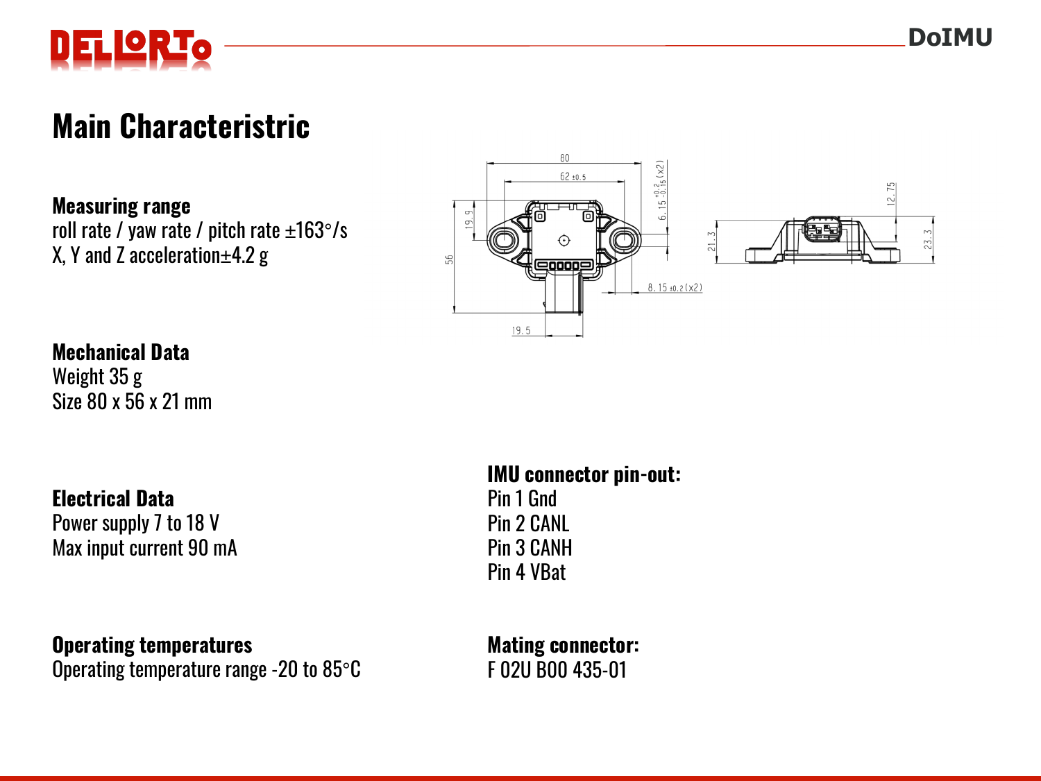# Main Characteristric

**Measuring range**

roll rate / yaw rate / pitch rate ±163°/s
X, Y and Z acceleration±4.2 g

**Mechanical Data**

Weight 35 g
Size 80 x 56 x 21 mm

**Electrical Data**

Power supply 7 to 18 V
Max input current 90 mA

**Operating temperatures**

Operating temperature range -20 to 85°C

**IMU connector pin-out:**

Pin 1 Gnd
Pin 2 CANL
Pin 3 CANH
Pin 4 VBat

**Mating connector:**

F 02U B00 435-01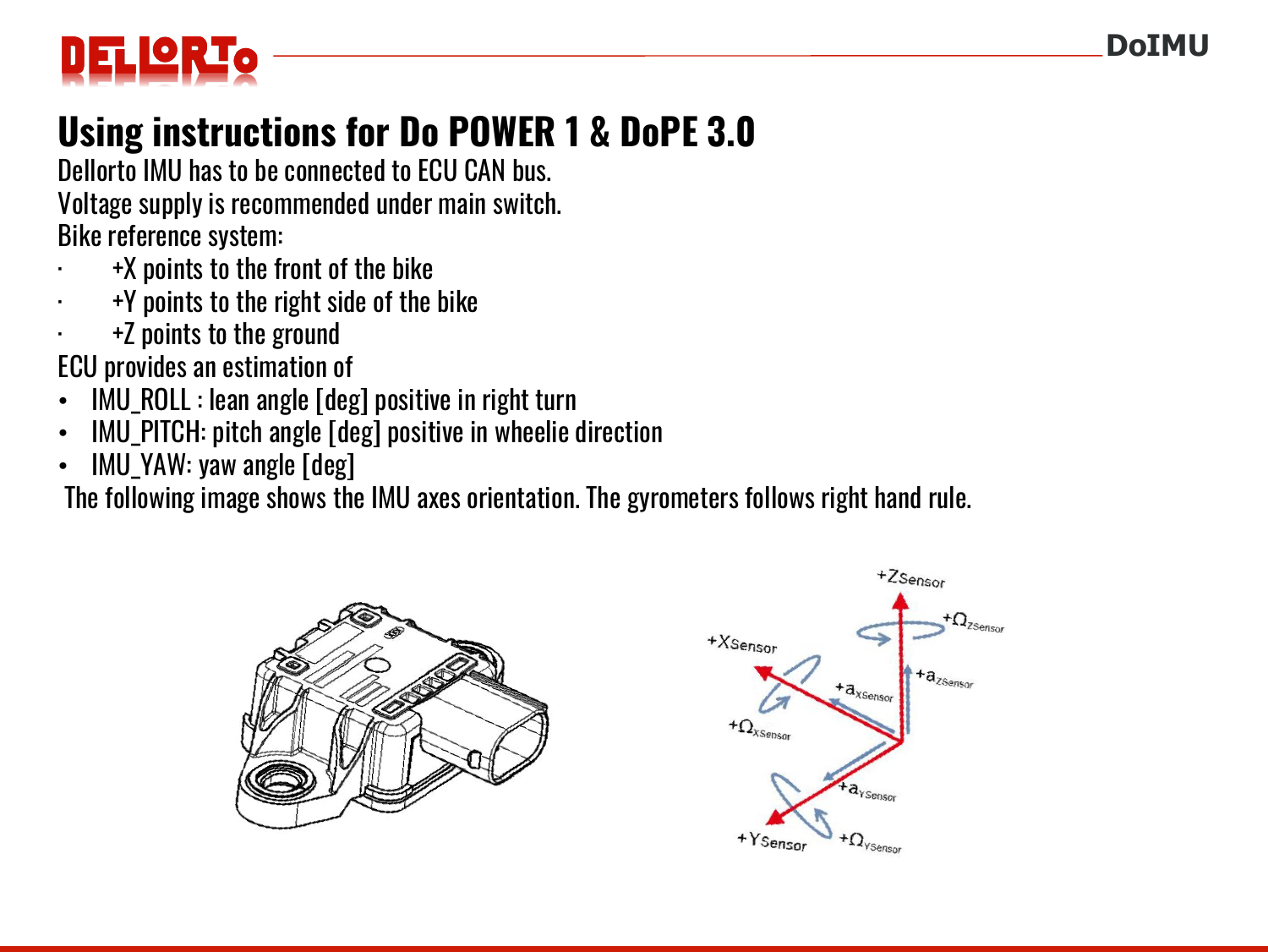# Using instructions for Do POWER 1 & DoPE 3.0

Dellorto IMU has to be connected to ECU CAN bus.
Voltage supply is recommended under main switch.
Bike reference system:

- +X points to the front of the bike
- +Y points to the right side of the bike
- +Z points to the ground

ECU provides an estimation of

- IMU_ROLL : lean angle [deg] positive in right turn
- IMU_PITCH: pitch angle [deg] positive in wheelie direction
- IMU_YAW: yaw angle [deg]

The following image shows the IMU axes orientation. The gyrometers follows right hand rule.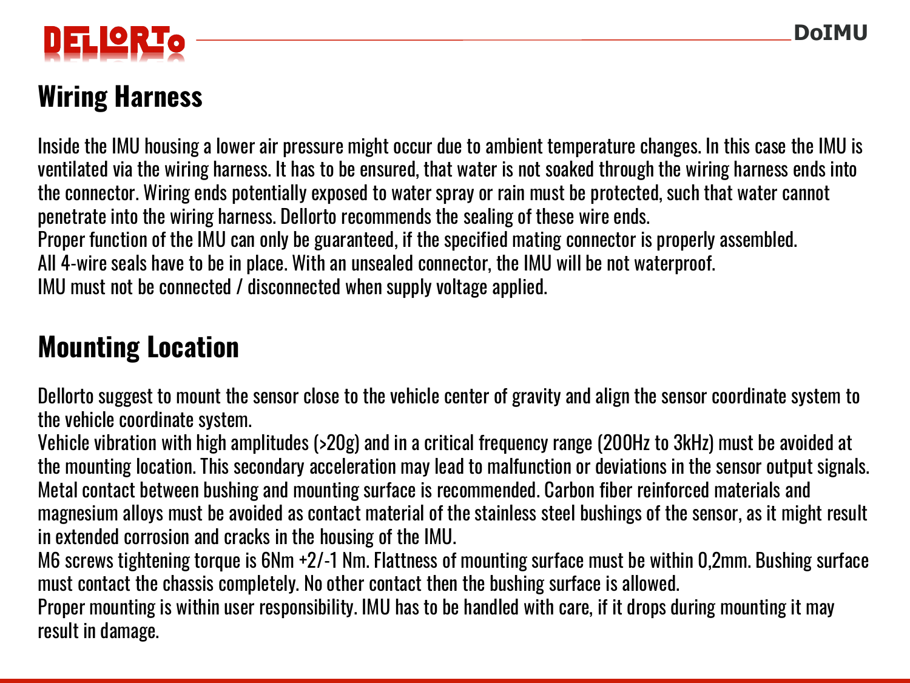## Wiring Harness

Inside the IMU housing a lower air pressure might occur due to ambient temperature changes. In this case the IMU is ventilated via the wiring harness. It has to be ensured, that water is not soaked through the wiring harness ends into the connector. Wiring ends potentially exposed to water spray or rain must be protected, such that water cannot penetrate into the wiring harness. Dellorto recommends the sealing of these wire ends.
Proper function of the IMU can only be guaranteed, if the specified mating connector is properly assembled.
All 4-wire seals have to be in place. With an unsealed connector, the IMU will be not waterproof.
IMU must not be connected / disconnected when supply voltage applied.

## Mounting Location

Dellorto suggest to mount the sensor close to the vehicle center of gravity and align the sensor coordinate system to the vehicle coordinate system.
Vehicle vibration with high amplitudes (>20g) and in a critical frequency range (200Hz to 3kHz) must be avoided at the mounting location. This secondary acceleration may lead to malfunction or deviations in the sensor output signals.
Metal contact between bushing and mounting surface is recommended. Carbon fiber reinforced materials and magnesium alloys must be avoided as contact material of the stainless steel bushings of the sensor, as it might result in extended corrosion and cracks in the housing of the IMU.
M6 screws tightening torque is 6Nm +2/-1 Nm. Flattness of mounting surface must be within 0,2mm. Bushing surface must contact the chassis completely. No other contact then the bushing surface is allowed.
Proper mounting is within user responsibility. IMU has to be handled with care, if it drops during mounting it may result in damage.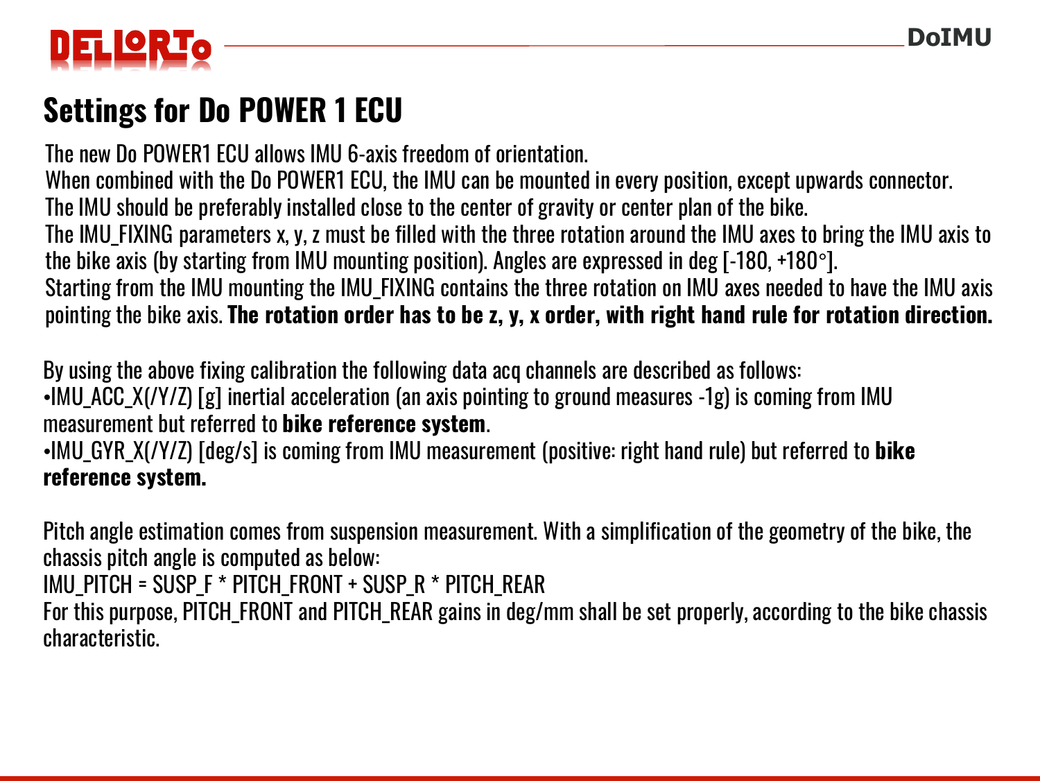# Settings for Do POWER 1 ECU

The new Do POWER1 ECU allows IMU 6-axis freedom of orientation.
When combined with the Do POWER1 ECU, the IMU can be mounted in every position, except upwards connector.
The IMU should be preferably installed close to the center of gravity or center plan of the bike.
The IMU_FIXING parameters x, y, z must be filled with the three rotation around the IMU axes to bring the IMU axis to the bike axis (by starting from IMU mounting position). Angles are expressed in deg [-180, +180°].
Starting from the IMU mounting the IMU_FIXING contains the three rotation on IMU axes needed to have the IMU axis pointing the bike axis. **The rotation order has to be z, y, x order, with right hand rule for rotation direction.**

By using the above fixing calibration the following data acq channels are described as follows:

- IMU_ACC_X(/Y/Z) [g] inertial acceleration (an axis pointing to ground measures -1g) is coming from IMU measurement but referred to **bike reference system**.
- IMU_GYR_X(/Y/Z) [deg/s] is coming from IMU measurement (positive: right hand rule) but referred to **bike reference system.**

Pitch angle estimation comes from suspension measurement. With a simplification of the geometry of the bike, the chassis pitch angle is computed as below:
IMU_PITCH = SUSP_F * PITCH_FRONT + SUSP_R * PITCH_REAR
For this purpose, PITCH_FRONT and PITCH_REAR gains in deg/mm shall be set properly, according to the bike chassis characteristic.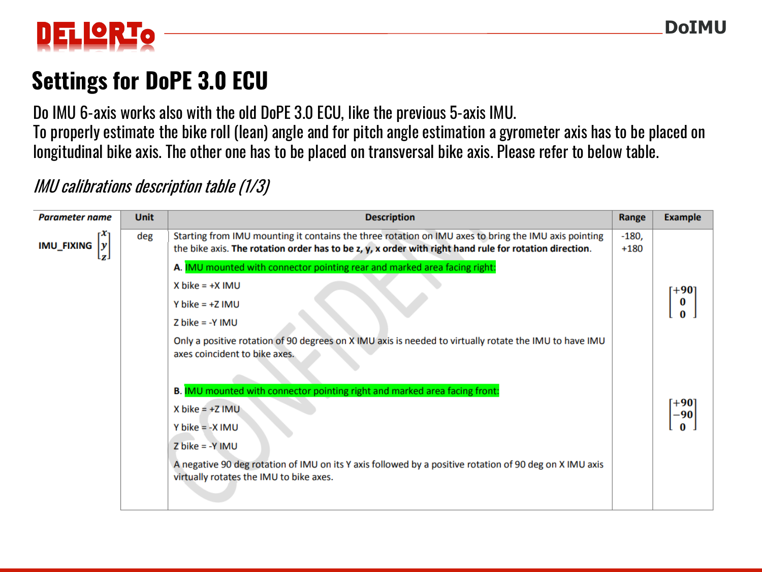# Settings for DoPE 3.0 ECU

Do IMU 6-axis works also with the old DoPE 3.0 ECU, like the previous 5-axis IMU.
To properly estimate the bike roll (lean) angle and for pitch angle estimation a gyrometer axis has to be placed on longitudinal bike axis. The other one has to be placed on transversal bike axis. Please refer to below table.

*IMU calibrations description table (1/3)*

| *Parameter name* | Unit | Description | Range | Example |
|---|---|---|---|---|
| IMU_FIXING $\begin{bmatrix} x \\ y \\ z \end{bmatrix}$ | deg | Starting from IMU mounting it contains the three rotation on IMU axes to bring the IMU axis pointing the bike axis. **The rotation order has to be z, y, x order with right hand rule for rotation direction.**<br><br>**A.** IMU mounted with connector pointing rear and marked area facing right:<br><br>X bike = +X IMU<br><br>Y bike = +Z IMU<br><br>Z bike = -Y IMU<br><br>Only a positive rotation of 90 degrees on X IMU axis is needed to virtually rotate the IMU to have IMU axes coincident to bike axes.<br><br>**B.** IMU mounted with connector pointing right and marked area facing front:<br><br>X bike = +Z IMU<br><br>Y bike = -X IMU<br><br>Z bike = -Y IMU<br><br>A negative 90 deg rotation of IMU on its Y axis followed by a positive rotation of 90 deg on X IMU axis virtually rotates the IMU to bike axes. | -180, +180 | A: $\begin{bmatrix} +90 \\ 0 \\ 0 \end{bmatrix}$<br><br>B: $\begin{bmatrix} +90 \\ -90 \\ 0 \end{bmatrix}$ |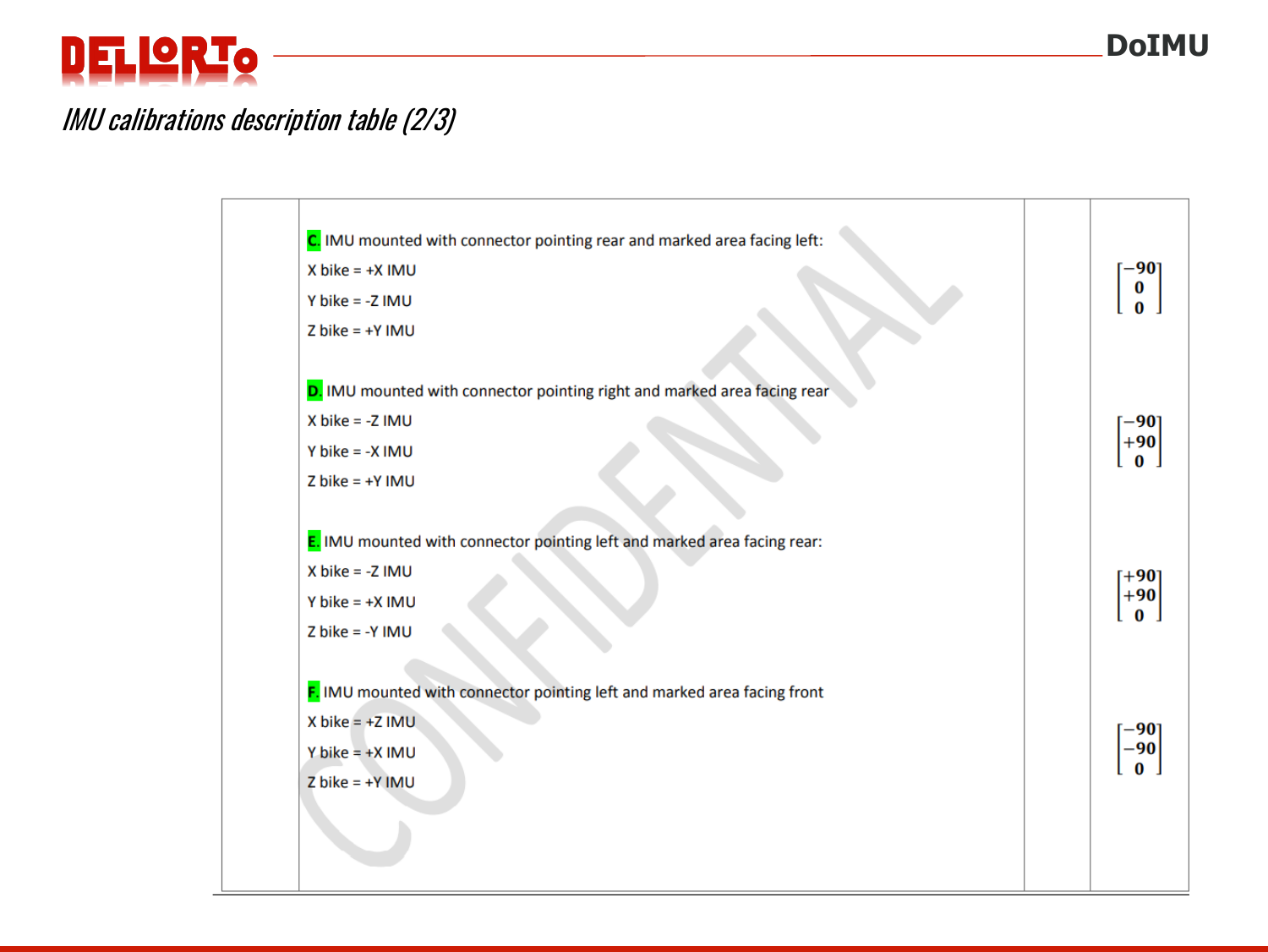# IMU calibrations description table (2/3)

| | | | |
|---|---|---|---|
| | **C.** IMU mounted with connector pointing rear and marked area facing left:<br>X bike = +X IMU<br>Y bike = -Z IMU<br>Z bike = +Y IMU | | $\begin{bmatrix} -90 \\ 0 \\ 0 \end{bmatrix}$ |
| | **D.** IMU mounted with connector pointing right and marked area facing rear<br>X bike = -Z IMU<br>Y bike = -X IMU<br>Z bike = +Y IMU | | $\begin{bmatrix} -90 \\ +90 \\ 0 \end{bmatrix}$ |
| | **E.** IMU mounted with connector pointing left and marked area facing rear:<br>X bike = -Z IMU<br>Y bike = +X IMU<br>Z bike = -Y IMU | | $\begin{bmatrix} +90 \\ +90 \\ 0 \end{bmatrix}$ |
| | **F.** IMU mounted with connector pointing left and marked area facing front<br>X bike = +Z IMU<br>Y bike = +X IMU<br>Z bike = +Y IMU | | $\begin{bmatrix} -90 \\ -90 \\ 0 \end{bmatrix}$ |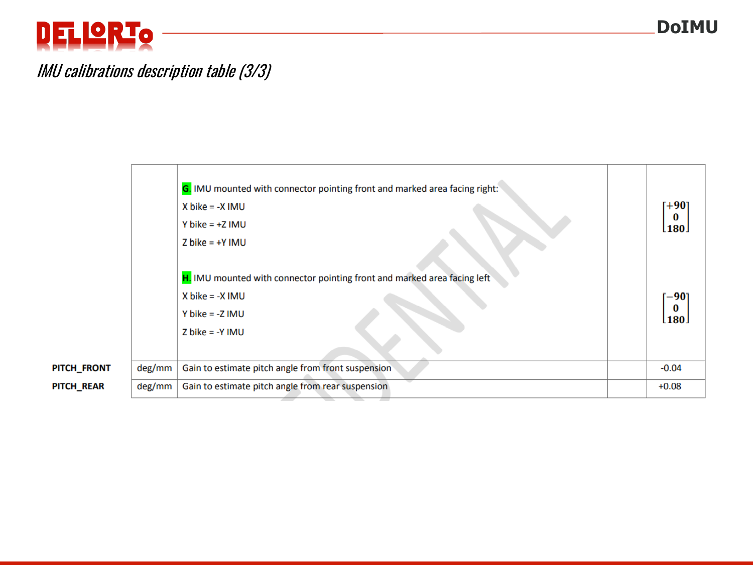*IMU calibrations description table (3/3)*

| | | | | |
|---|---|---|---|---|
| | | **G.** IMU mounted with connector pointing front and marked area facing right:<br>X bike = -X IMU<br>Y bike = +Z IMU<br>Z bike = +Y IMU<br><br>**H.** IMU mounted with connector pointing front and marked area facing left<br>X bike = -X IMU<br>Y bike = -Z IMU<br>Z bike = -Y IMU | | $\begin{bmatrix} +90 \\ 0 \\ 180 \end{bmatrix}$<br><br>$\begin{bmatrix} -90 \\ 0 \\ 180 \end{bmatrix}$ |
| **PITCH_FRONT** | deg/mm | Gain to estimate pitch angle from front suspension | | -0.04 |
| **PITCH_REAR** | deg/mm | Gain to estimate pitch angle from rear suspension | | +0.08 |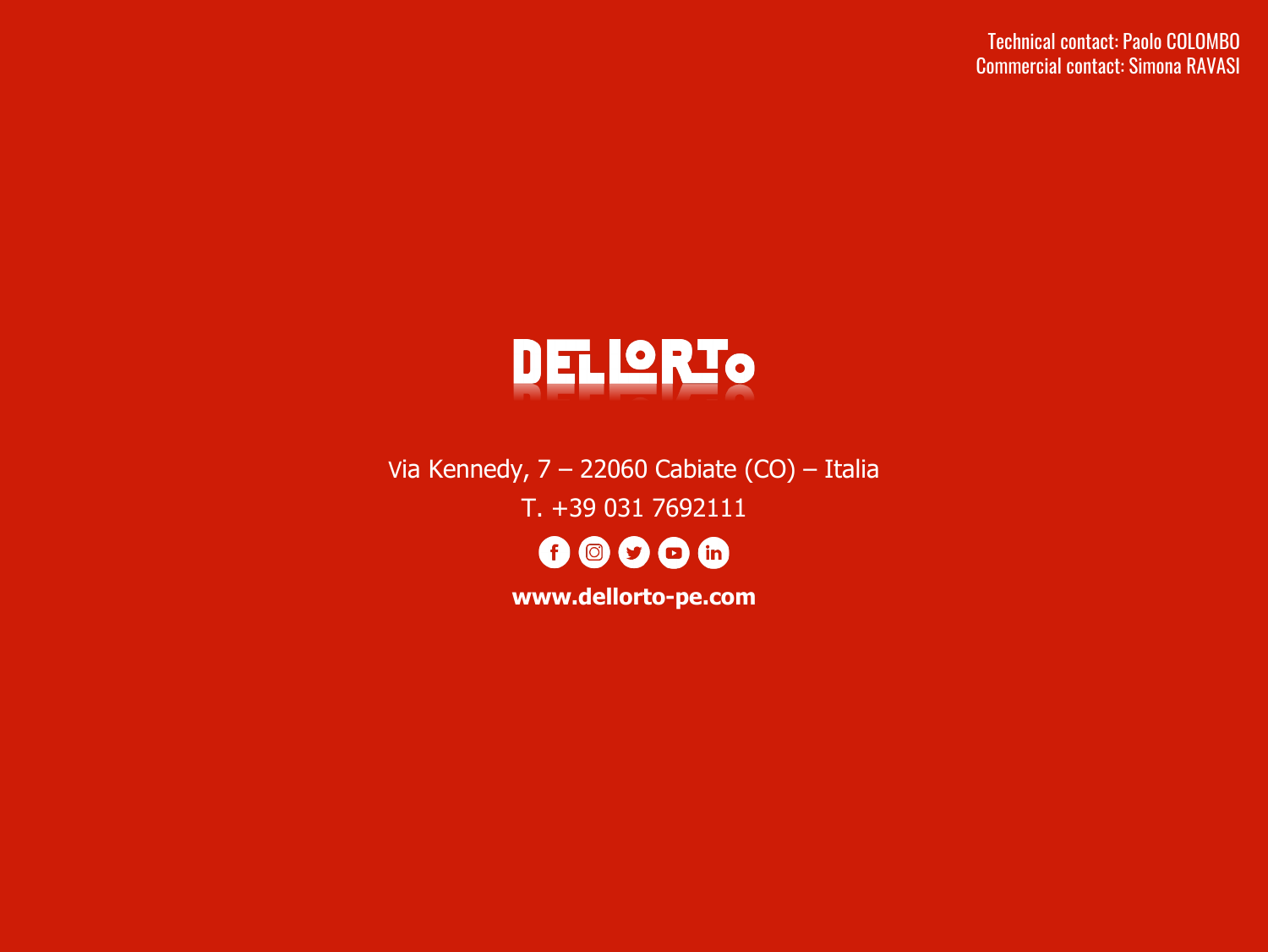Technical contact: Paolo COLOMBO
Commercial contact: Simona RAVASI

DELLORTO

Via Kennedy, 7 – 22060 Cabiate (CO) – Italia

T. +39 031 7692111

**www.dellorto-pe.com**